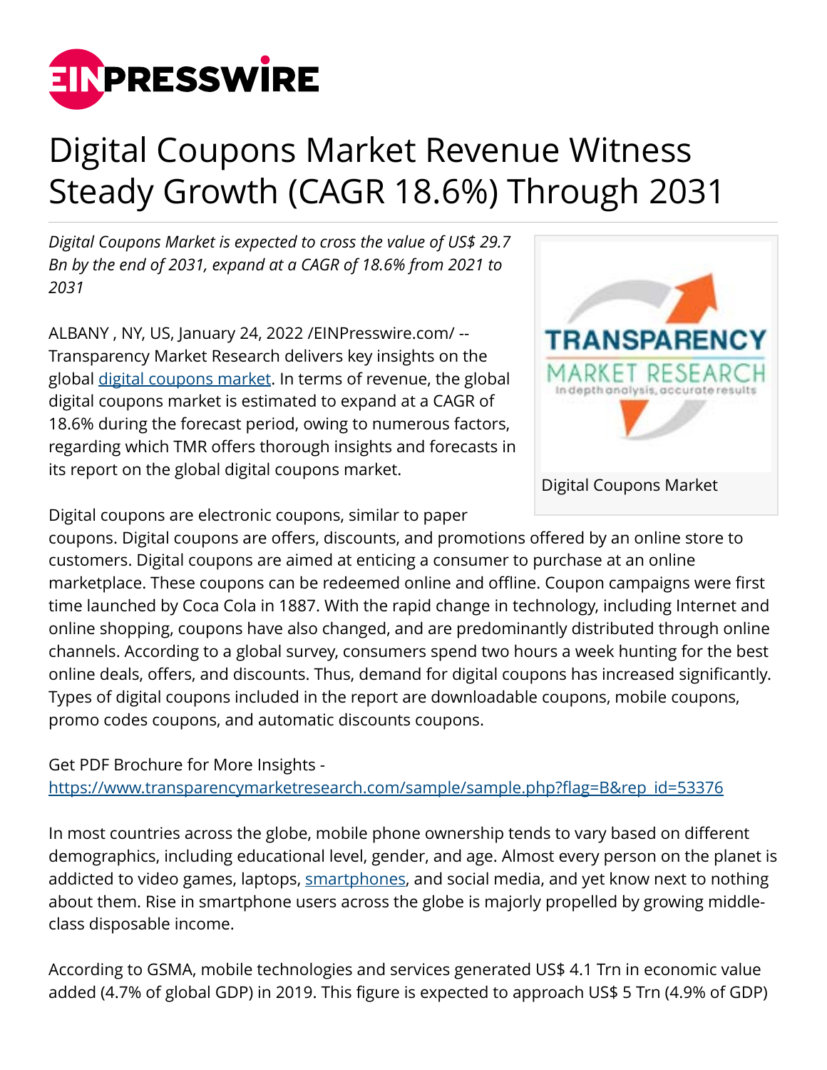# Digital Coupons Market Revenue Witness Steady Growth (CAGR 18.6%) Through 2031

*Digital Coupons Market is expected to cross the value of US$ 29.7 Bn by the end of 2031, expand at a CAGR of 18.6% from 2021 to 2031*

ALBANY , NY, US, January 24, 2022 /EINPresswire.com/ -- Transparency Market Research delivers key insights on the global [digital coupons market](). In terms of revenue, the global digital coupons market is estimated to expand at a CAGR of 18.6% during the forecast period, owing to numerous factors, regarding which TMR offers thorough insights and forecasts in its report on the global digital coupons market.

Digital Coupons Market

Digital coupons are electronic coupons, similar to paper coupons. Digital coupons are offers, discounts, and promotions offered by an online store to customers. Digital coupons are aimed at enticing a consumer to purchase at an online marketplace. These coupons can be redeemed online and offline. Coupon campaigns were first time launched by Coca Cola in 1887. With the rapid change in technology, including Internet and online shopping, coupons have also changed, and are predominantly distributed through online channels. According to a global survey, consumers spend two hours a week hunting for the best online deals, offers, and discounts. Thus, demand for digital coupons has increased significantly. Types of digital coupons included in the report are downloadable coupons, mobile coupons, promo codes coupons, and automatic discounts coupons.

Get PDF Brochure for More Insights - https://www.transparencymarketresearch.com/sample/sample.php?flag=B&rep_id=53376

In most countries across the globe, mobile phone ownership tends to vary based on different demographics, including educational level, gender, and age. Almost every person on the planet is addicted to video games, laptops, [smartphones](), and social media, and yet know next to nothing about them. Rise in smartphone users across the globe is majorly propelled by growing middle-class disposable income.

According to GSMA, mobile technologies and services generated US$ 4.1 Trn in economic value added (4.7% of global GDP) in 2019. This figure is expected to approach US$ 5 Trn (4.9% of GDP)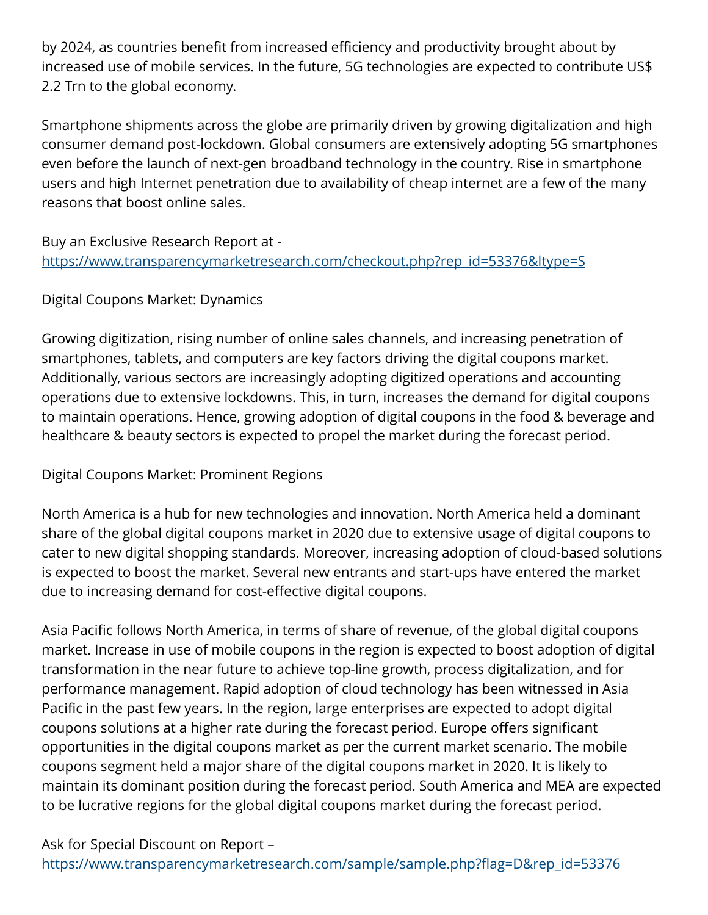by 2024, as countries benefit from increased efficiency and productivity brought about by increased use of mobile services. In the future, 5G technologies are expected to contribute US$ 2.2 Trn to the global economy.

Smartphone shipments across the globe are primarily driven by growing digitalization and high consumer demand post-lockdown. Global consumers are extensively adopting 5G smartphones even before the launch of next-gen broadband technology in the country. Rise in smartphone users and high Internet penetration due to availability of cheap internet are a few of the many reasons that boost online sales.

Buy an Exclusive Research Report at - [https://www.transparencymarketresearch.com/checkout.php?rep_id=53376&ltype=S](https://www.transparencymarketresearch.com/checkout.php?rep_id=53376&ltype=S)

## Digital Coupons Market: Dynamics

Growing digitization, rising number of online sales channels, and increasing penetration of smartphones, tablets, and computers are key factors driving the digital coupons market. Additionally, various sectors are increasingly adopting digitized operations and accounting operations due to extensive lockdowns. This, in turn, increases the demand for digital coupons to maintain operations. Hence, growing adoption of digital coupons in the food & beverage and healthcare & beauty sectors is expected to propel the market during the forecast period.

## Digital Coupons Market: Prominent Regions

North America is a hub for new technologies and innovation. North America held a dominant share of the global digital coupons market in 2020 due to extensive usage of digital coupons to cater to new digital shopping standards. Moreover, increasing adoption of cloud-based solutions is expected to boost the market. Several new entrants and start-ups have entered the market due to increasing demand for cost-effective digital coupons.

Asia Pacific follows North America, in terms of share of revenue, of the global digital coupons market. Increase in use of mobile coupons in the region is expected to boost adoption of digital transformation in the near future to achieve top-line growth, process digitalization, and for performance management. Rapid adoption of cloud technology has been witnessed in Asia Pacific in the past few years. In the region, large enterprises are expected to adopt digital coupons solutions at a higher rate during the forecast period. Europe offers significant opportunities in the digital coupons market as per the current market scenario. The mobile coupons segment held a major share of the digital coupons market in 2020. It is likely to maintain its dominant position during the forecast period. South America and MEA are expected to be lucrative regions for the global digital coupons market during the forecast period.

Ask for Special Discount on Report – [https://www.transparencymarketresearch.com/sample/sample.php?flag=D&rep_id=53376](https://www.transparencymarketresearch.com/sample/sample.php?flag=D&rep_id=53376)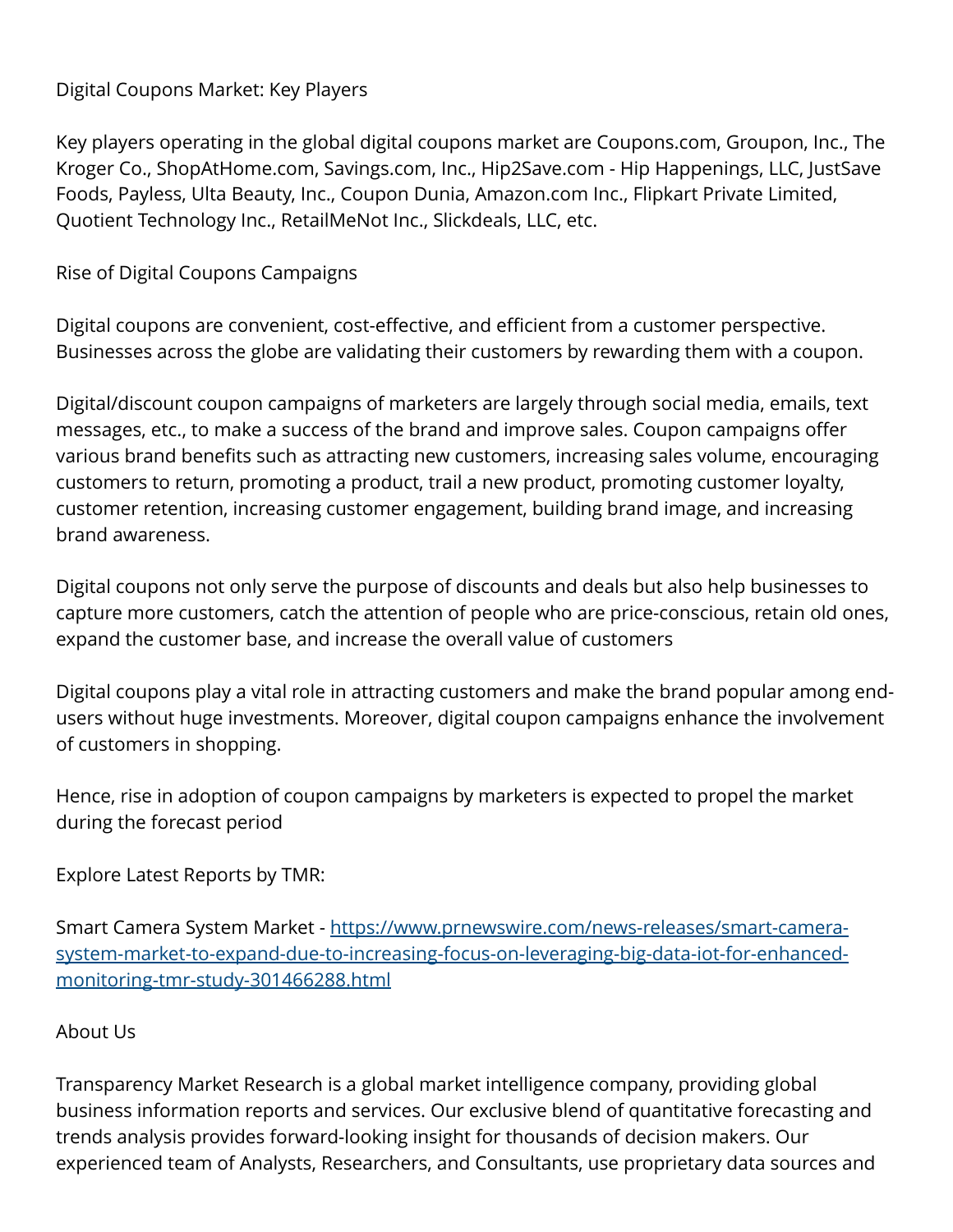## Digital Coupons Market: Key Players

Key players operating in the global digital coupons market are Coupons.com, Groupon, Inc., The Kroger Co., ShopAtHome.com, Savings.com, Inc., Hip2Save.com - Hip Happenings, LLC, JustSave Foods, Payless, Ulta Beauty, Inc., Coupon Dunia, Amazon.com Inc., Flipkart Private Limited, Quotient Technology Inc., RetailMeNot Inc., Slickdeals, LLC, etc.

## Rise of Digital Coupons Campaigns

Digital coupons are convenient, cost-effective, and efficient from a customer perspective. Businesses across the globe are validating their customers by rewarding them with a coupon.

Digital/discount coupon campaigns of marketers are largely through social media, emails, text messages, etc., to make a success of the brand and improve sales. Coupon campaigns offer various brand benefits such as attracting new customers, increasing sales volume, encouraging customers to return, promoting a product, trail a new product, promoting customer loyalty, customer retention, increasing customer engagement, building brand image, and increasing brand awareness.

Digital coupons not only serve the purpose of discounts and deals but also help businesses to capture more customers, catch the attention of people who are price-conscious, retain old ones, expand the customer base, and increase the overall value of customers

Digital coupons play a vital role in attracting customers and make the brand popular among end-users without huge investments. Moreover, digital coupon campaigns enhance the involvement of customers in shopping.

Hence, rise in adoption of coupon campaigns by marketers is expected to propel the market during the forecast period

Explore Latest Reports by TMR:

Smart Camera System Market - [https://www.prnewswire.com/news-releases/smart-camera-system-market-to-expand-due-to-increasing-focus-on-leveraging-big-data-iot-for-enhanced-monitoring-tmr-study-301466288.html](https://www.prnewswire.com/news-releases/smart-camera-system-market-to-expand-due-to-increasing-focus-on-leveraging-big-data-iot-for-enhanced-monitoring-tmr-study-301466288.html)

## About Us

Transparency Market Research is a global market intelligence company, providing global business information reports and services. Our exclusive blend of quantitative forecasting and trends analysis provides forward-looking insight for thousands of decision makers. Our experienced team of Analysts, Researchers, and Consultants, use proprietary data sources and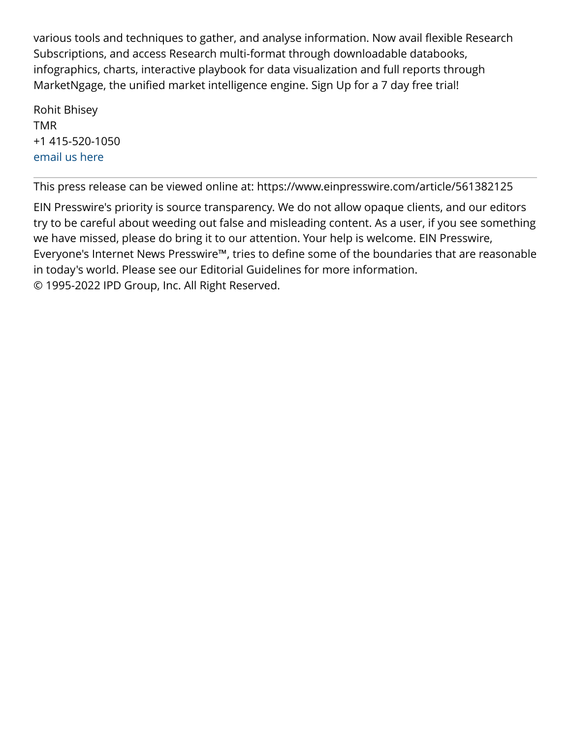various tools and techniques to gather, and analyse information. Now avail flexible Research Subscriptions, and access Research multi-format through downloadable databooks, infographics, charts, interactive playbook for data visualization and full reports through MarketNgage, the unified market intelligence engine. Sign Up for a 7 day free trial!

Rohit Bhisey
TMR
+1 415-520-1050
email us here

---

This press release can be viewed online at: https://www.einpresswire.com/article/561382125

EIN Presswire's priority is source transparency. We do not allow opaque clients, and our editors try to be careful about weeding out false and misleading content. As a user, if you see something we have missed, please do bring it to our attention. Your help is welcome. EIN Presswire, Everyone's Internet News Presswire™, tries to define some of the boundaries that are reasonable in today's world. Please see our Editorial Guidelines for more information.
© 1995-2022 IPD Group, Inc. All Right Reserved.